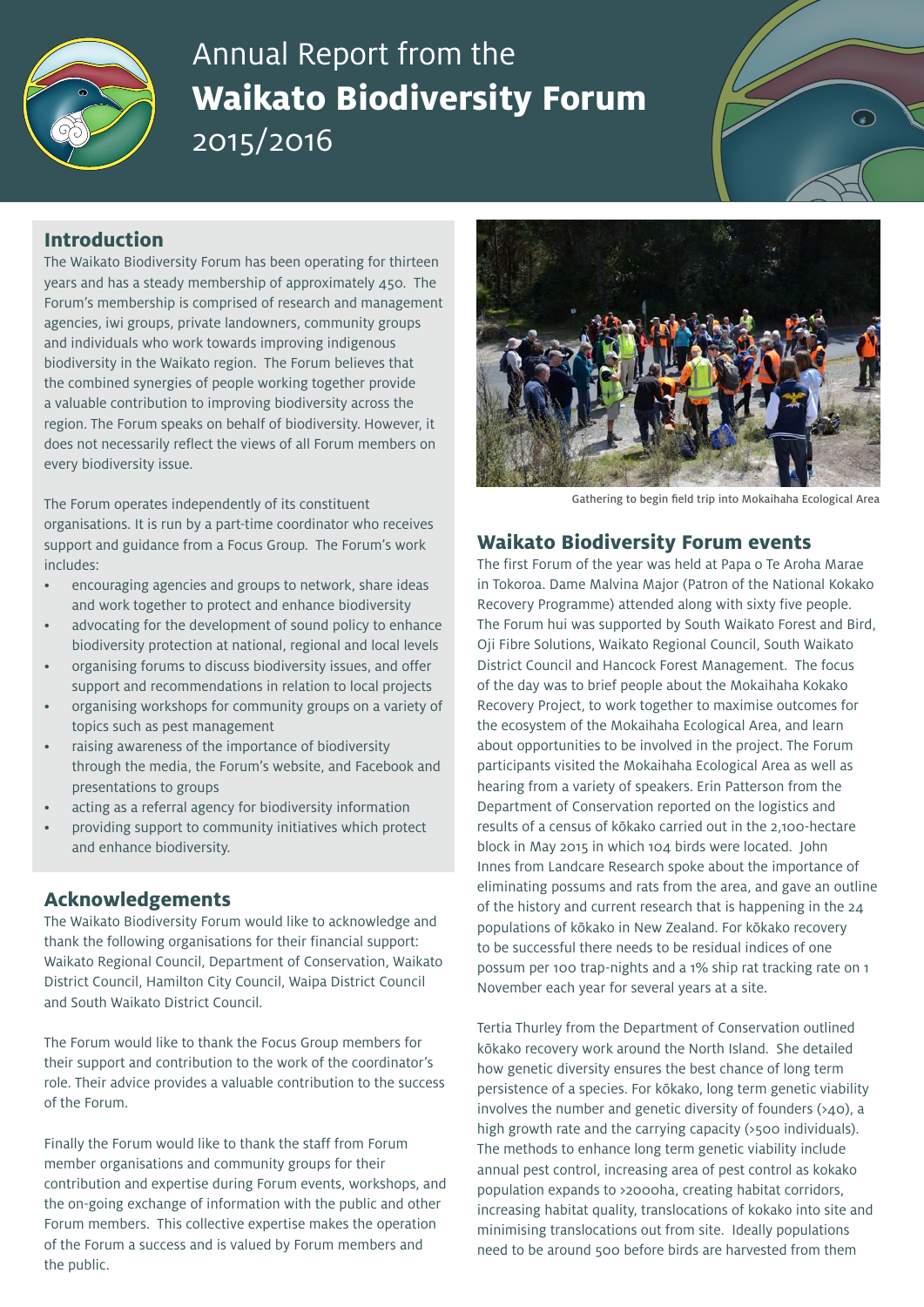# Annual Report from the **Waikato Biodiversity Forum** 2015/2016

## Introduction

The Waikato Biodiversity Forum has been operating for thirteen years and has a steady membership of approximately 450. The Forum's membership is comprised of research and management agencies, iwi groups, private landowners, community groups and individuals who work towards improving indigenous biodiversity in the Waikato region. The Forum believes that the combined synergies of people working together provide a valuable contribution to improving biodiversity across the region. The Forum speaks on behalf of biodiversity. However, it does not necessarily reflect the views of all Forum members on every biodiversity issue.

The Forum operates independently of its constituent organisations. It is run by a part-time coordinator who receives support and guidance from a Focus Group. The Forum's work includes:

- encouraging agencies and groups to network, share ideas and work together to protect and enhance biodiversity
- advocating for the development of sound policy to enhance biodiversity protection at national, regional and local levels
- organising forums to discuss biodiversity issues, and offer support and recommendations in relation to local projects
- organising workshops for community groups on a variety of topics such as pest management
- raising awareness of the importance of biodiversity through the media, the Forum's website, and Facebook and presentations to groups
- acting as a referral agency for biodiversity information
- providing support to community initiatives which protect and enhance biodiversity.

## Acknowledgements

The Waikato Biodiversity Forum would like to acknowledge and thank the following organisations for their financial support: Waikato Regional Council, Department of Conservation, Waikato District Council, Hamilton City Council, Waipa District Council and South Waikato District Council.

The Forum would like to thank the Focus Group members for their support and contribution to the work of the coordinator's role. Their advice provides a valuable contribution to the success of the Forum.

Finally the Forum would like to thank the staff from Forum member organisations and community groups for their contribution and expertise during Forum events, workshops, and the on-going exchange of information with the public and other Forum members. This collective expertise makes the operation of the Forum a success and is valued by Forum members and the public.

Gathering to begin field trip into Mokaihaha Ecological Area

## Waikato Biodiversity Forum events

The first Forum of the year was held at Papa o Te Aroha Marae in Tokoroa. Dame Malvina Major (Patron of the National Kokako Recovery Programme) attended along with sixty five people. The Forum hui was supported by South Waikato Forest and Bird, Oji Fibre Solutions, Waikato Regional Council, South Waikato District Council and Hancock Forest Management. The focus of the day was to brief people about the Mokaihaha Kokako Recovery Project, to work together to maximise outcomes for the ecosystem of the Mokaihaha Ecological Area, and learn about opportunities to be involved in the project. The Forum participants visited the Mokaihaha Ecological Area as well as hearing from a variety of speakers. Erin Patterson from the Department of Conservation reported on the logistics and results of a census of kōkako carried out in the 2,100-hectare block in May 2015 in which 104 birds were located. John Innes from Landcare Research spoke about the importance of eliminating possums and rats from the area, and gave an outline of the history and current research that is happening in the 24 populations of kōkako in New Zealand. For kōkako recovery to be successful there needs to be residual indices of one possum per 100 trap-nights and a 1% ship rat tracking rate on 1 November each year for several years at a site.

Tertia Thurley from the Department of Conservation outlined kōkako recovery work around the North Island. She detailed how genetic diversity ensures the best chance of long term persistence of a species. For kōkako, long term genetic viability involves the number and genetic diversity of founders (>40), a high growth rate and the carrying capacity (>500 individuals). The methods to enhance long term genetic viability include annual pest control, increasing area of pest control as kokako population expands to >2000ha, creating habitat corridors, increasing habitat quality, translocations of kokako into site and minimising translocations out from site. Ideally populations need to be around 500 before birds are harvested from them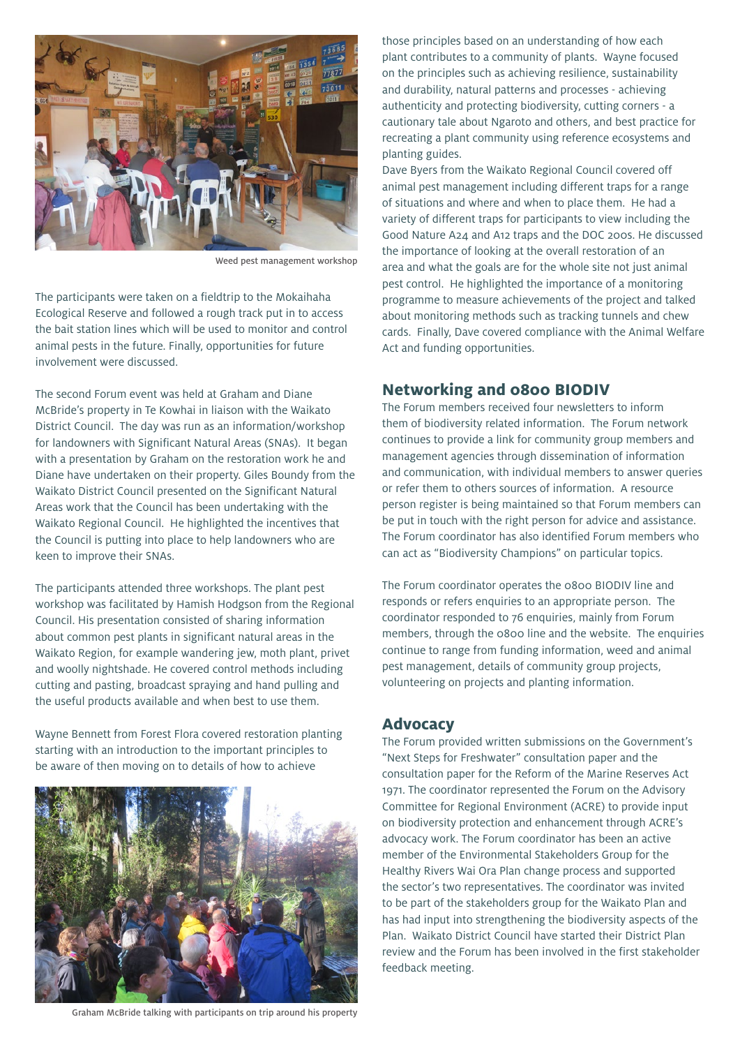Weed pest management workshop

The participants were taken on a fieldtrip to the Mokaihaha Ecological Reserve and followed a rough track put in to access the bait station lines which will be used to monitor and control animal pests in the future. Finally, opportunities for future involvement were discussed.

The second Forum event was held at Graham and Diane McBride's property in Te Kowhai in liaison with the Waikato District Council. The day was run as an information/workshop for landowners with Significant Natural Areas (SNAs). It began with a presentation by Graham on the restoration work he and Diane have undertaken on their property. Giles Boundy from the Waikato District Council presented on the Significant Natural Areas work that the Council has been undertaking with the Waikato Regional Council. He highlighted the incentives that the Council is putting into place to help landowners who are keen to improve their SNAs.

The participants attended three workshops. The plant pest workshop was facilitated by Hamish Hodgson from the Regional Council. His presentation consisted of sharing information about common pest plants in significant natural areas in the Waikato Region, for example wandering jew, moth plant, privet and woolly nightshade. He covered control methods including cutting and pasting, broadcast spraying and hand pulling and the useful products available and when best to use them.

Wayne Bennett from Forest Flora covered restoration planting starting with an introduction to the important principles to be aware of then moving on to details of how to achieve those principles based on an understanding of how each plant contributes to a community of plants. Wayne focused on the principles such as achieving resilience, sustainability and durability, natural patterns and processes - achieving authenticity and protecting biodiversity, cutting corners - a cautionary tale about Ngaroto and others, and best practice for recreating a plant community using reference ecosystems and planting guides.

Graham McBride talking with participants on trip around his property

Dave Byers from the Waikato Regional Council covered off animal pest management including different traps for a range of situations and where and when to place them. He had a variety of different traps for participants to view including the Good Nature A24 and A12 traps and the DOC 200s. He discussed the importance of looking at the overall restoration of an area and what the goals are for the whole site not just animal pest control. He highlighted the importance of a monitoring programme to measure achievements of the project and talked about monitoring methods such as tracking tunnels and chew cards. Finally, Dave covered compliance with the Animal Welfare Act and funding opportunities.

## Networking and 0800 BIODIV

The Forum members received four newsletters to inform them of biodiversity related information. The Forum network continues to provide a link for community group members and management agencies through dissemination of information and communication, with individual members to answer queries or refer them to others sources of information. A resource person register is being maintained so that Forum members can be put in touch with the right person for advice and assistance. The Forum coordinator has also identified Forum members who can act as "Biodiversity Champions" on particular topics.

The Forum coordinator operates the 0800 BIODIV line and responds or refers enquiries to an appropriate person. The coordinator responded to 76 enquiries, mainly from Forum members, through the 0800 line and the website. The enquiries continue to range from funding information, weed and animal pest management, details of community group projects, volunteering on projects and planting information.

## Advocacy

The Forum provided written submissions on the Government's "Next Steps for Freshwater" consultation paper and the consultation paper for the Reform of the Marine Reserves Act 1971. The coordinator represented the Forum on the Advisory Committee for Regional Environment (ACRE) to provide input on biodiversity protection and enhancement through ACRE's advocacy work. The Forum coordinator has been an active member of the Environmental Stakeholders Group for the Healthy Rivers Wai Ora Plan change process and supported the sector's two representatives. The coordinator was invited to be part of the stakeholders group for the Waikato Plan and has had input into strengthening the biodiversity aspects of the Plan. Waikato District Council have started their District Plan review and the Forum has been involved in the first stakeholder feedback meeting.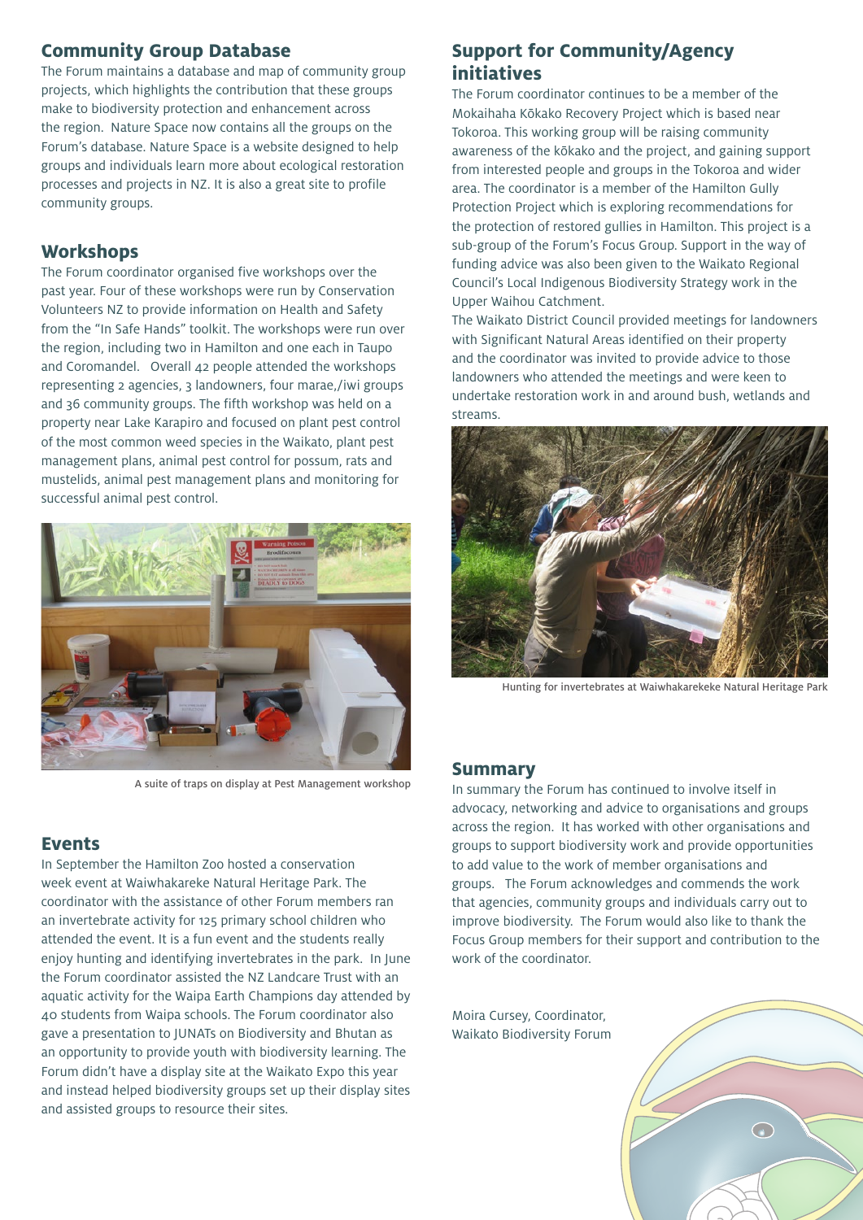## Community Group Database

The Forum maintains a database and map of community group projects, which highlights the contribution that these groups make to biodiversity protection and enhancement across the region. Nature Space now contains all the groups on the Forum's database. Nature Space is a website designed to help groups and individuals learn more about ecological restoration processes and projects in NZ. It is also a great site to profile community groups.

## Workshops

The Forum coordinator organised five workshops over the past year. Four of these workshops were run by Conservation Volunteers NZ to provide information on Health and Safety from the "In Safe Hands" toolkit. The workshops were run over the region, including two in Hamilton and one each in Taupo and Coromandel. Overall 42 people attended the workshops representing 2 agencies, 3 landowners, four marae,/iwi groups and 36 community groups. The fifth workshop was held on a property near Lake Karapiro and focused on plant pest control of the most common weed species in the Waikato, plant pest management plans, animal pest control for possum, rats and mustelids, animal pest management plans and monitoring for successful animal pest control.

A suite of traps on display at Pest Management workshop

## Events

In September the Hamilton Zoo hosted a conservation week event at Waiwhakareke Natural Heritage Park. The coordinator with the assistance of other Forum members ran an invertebrate activity for 125 primary school children who attended the event. It is a fun event and the students really enjoy hunting and identifying invertebrates in the park. In June the Forum coordinator assisted the NZ Landcare Trust with an aquatic activity for the Waipa Earth Champions day attended by 40 students from Waipa schools. The Forum coordinator also gave a presentation to JUNATs on Biodiversity and Bhutan as an opportunity to provide youth with biodiversity learning. The Forum didn't have a display site at the Waikato Expo this year and instead helped biodiversity groups set up their display sites and assisted groups to resource their sites.

## Support for Community/Agency initiatives

The Forum coordinator continues to be a member of the Mokaihaha Kōkako Recovery Project which is based near Tokoroa. This working group will be raising community awareness of the kōkako and the project, and gaining support from interested people and groups in the Tokoroa and wider area. The coordinator is a member of the Hamilton Gully Protection Project which is exploring recommendations for the protection of restored gullies in Hamilton. This project is a sub-group of the Forum's Focus Group. Support in the way of funding advice was also been given to the Waikato Regional Council's Local Indigenous Biodiversity Strategy work in the Upper Waihou Catchment.

The Waikato District Council provided meetings for landowners with Significant Natural Areas identified on their property and the coordinator was invited to provide advice to those landowners who attended the meetings and were keen to undertake restoration work in and around bush, wetlands and streams.

Hunting for invertebrates at Waiwhakarekeke Natural Heritage Park

## Summary

In summary the Forum has continued to involve itself in advocacy, networking and advice to organisations and groups across the region. It has worked with other organisations and groups to support biodiversity work and provide opportunities to add value to the work of member organisations and groups. The Forum acknowledges and commends the work that agencies, community groups and individuals carry out to improve biodiversity. The Forum would also like to thank the Focus Group members for their support and contribution to the work of the coordinator.

Moira Cursey, Coordinator,
Waikato Biodiversity Forum